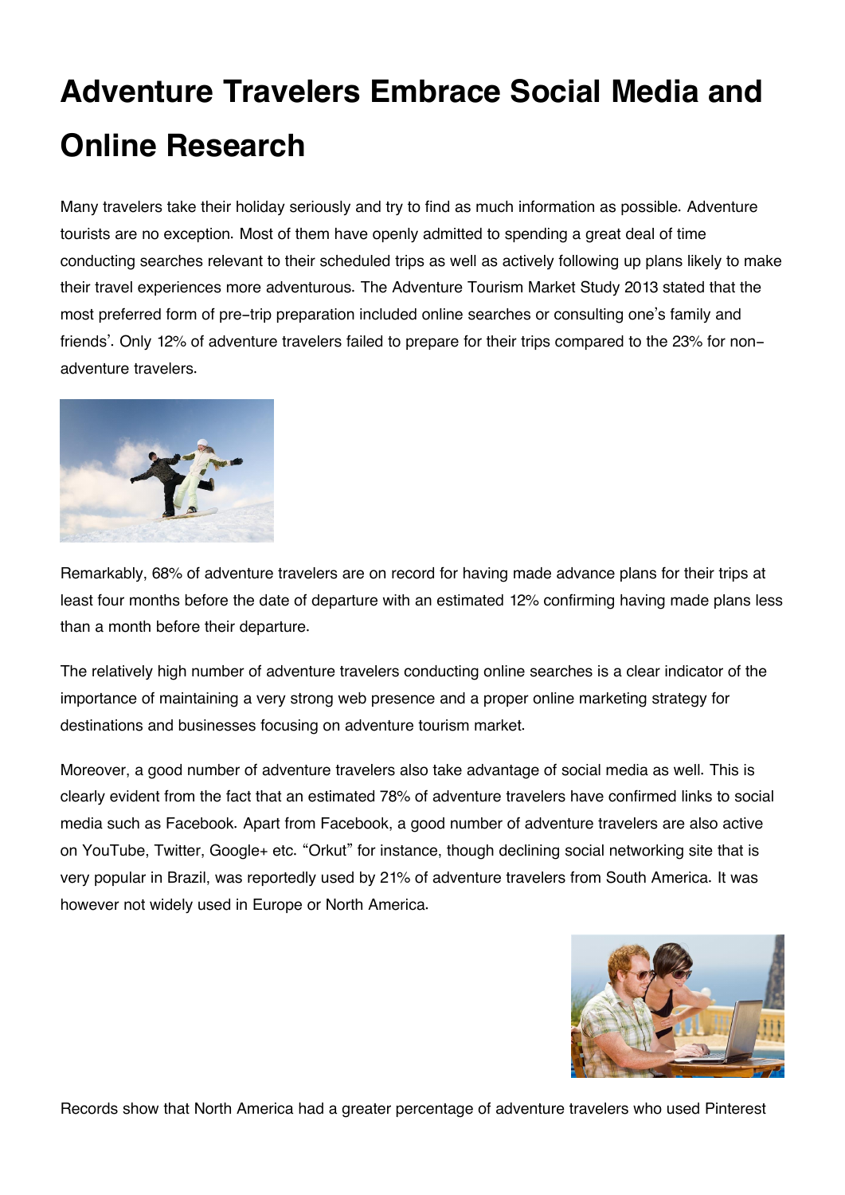# Adventure Travelers Embrace Social Media and Online Research

Many travelers take their holiday seriously and try to find as much information as possible. Adventure tourists are no exception. Most of them have openly admitted to spending a great deal of time conducting searches relevant to their scheduled trips as well as actively following up plans likely to make their travel experiences more adventurous. The Adventure Tourism Market Study 2013 stated that the most preferred form of pre-trip preparation included online searches or consulting one's family and friends'. Only 12% of adventure travelers failed to prepare for their trips compared to the 23% for non-adventure travelers.

Remarkably, 68% of adventure travelers are on record for having made advance plans for their trips at least four months before the date of departure with an estimated 12% confirming having made plans less than a month before their departure.

The relatively high number of adventure travelers conducting online searches is a clear indicator of the importance of maintaining a very strong web presence and a proper online marketing strategy for destinations and businesses focusing on adventure tourism market.

Moreover, a good number of adventure travelers also take advantage of social media as well. This is clearly evident from the fact that an estimated 78% of adventure travelers have confirmed links to social media such as Facebook. Apart from Facebook, a good number of adventure travelers are also active on YouTube, Twitter, Google+ etc. "Orkut" for instance, though declining social networking site that is very popular in Brazil, was reportedly used by 21% of adventure travelers from South America. It was however not widely used in Europe or North America.

Records show that North America had a greater percentage of adventure travelers who used Pinterest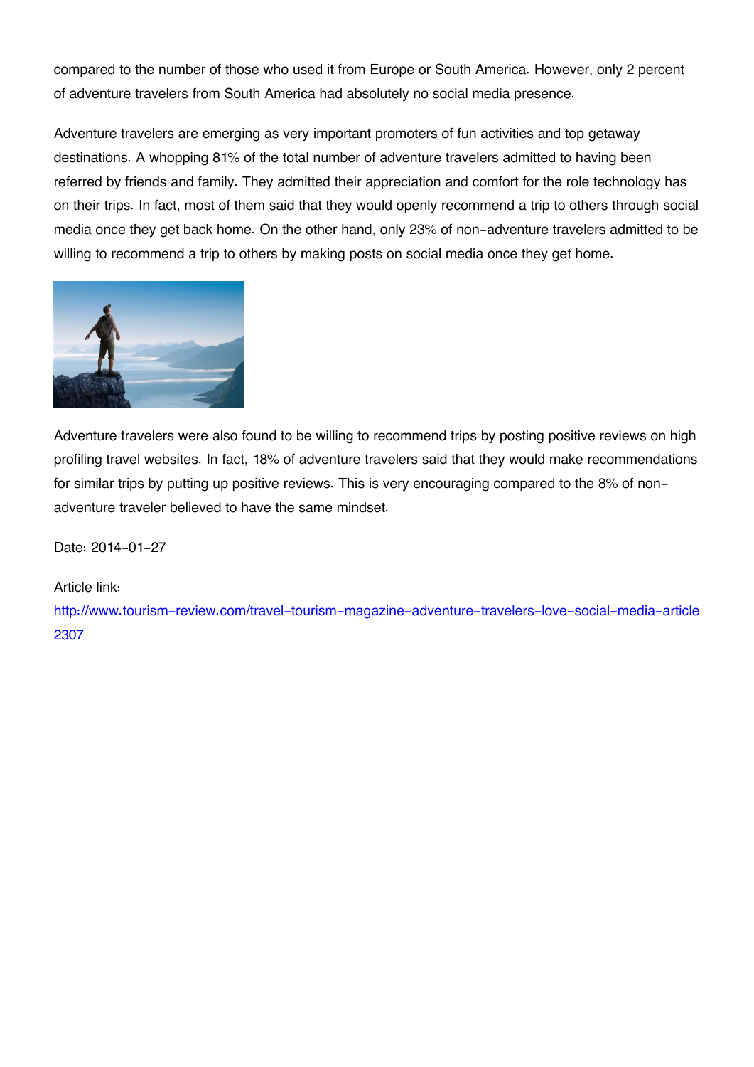compared to the number of those who used it from Europe or South America. However, only 2 percent of adventure travelers from South America had absolutely no social media presence.

Adventure travelers are emerging as very important promoters of fun activities and top getaway destinations. A whopping 81% of the total number of adventure travelers admitted to having been referred by friends and family. They admitted their appreciation and comfort for the role technology has on their trips. In fact, most of them said that they would openly recommend a trip to others through social media once they get back home. On the other hand, only 23% of non-adventure travelers admitted to be willing to recommend a trip to others by making posts on social media once they get home.

Adventure travelers were also found to be willing to recommend trips by posting positive reviews on high profiling travel websites. In fact, 18% of adventure travelers said that they would make recommendations for similar trips by putting up positive reviews. This is very encouraging compared to the 8% of non-adventure traveler believed to have the same mindset.

Date: 2014-01-27

Article link:
http://www.tourism-review.com/travel-tourism-magazine-adventure-travelers-love-social-media-article2307